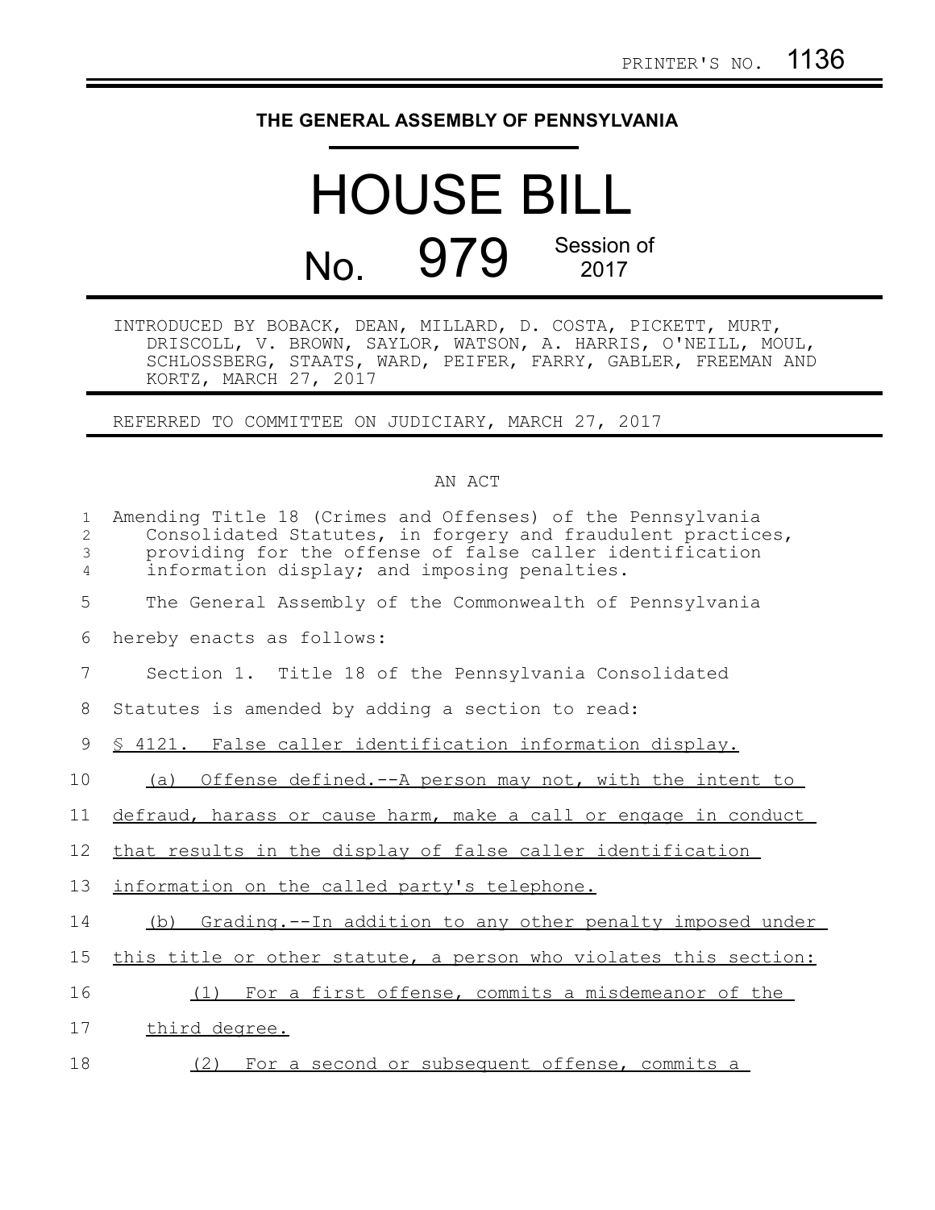PRINTER'S NO. 1136

# THE GENERAL ASSEMBLY OF PENNSYLVANIA

# HOUSE BILL

## No. 979 Session of 2017

INTRODUCED BY BOBACK, DEAN, MILLARD, D. COSTA, PICKETT, MURT, DRISCOLL, V. BROWN, SAYLOR, WATSON, A. HARRIS, O'NEILL, MOUL, SCHLOSSBERG, STAATS, WARD, PEIFER, FARRY, GABLER, FREEMAN AND KORTZ, MARCH 27, 2017

REFERRED TO COMMITTEE ON JUDICIARY, MARCH 27, 2017

AN ACT

Amending Title 18 (Crimes and Offenses) of the Pennsylvania Consolidated Statutes, in forgery and fraudulent practices, providing for the offense of false caller identification information display; and imposing penalties.

The General Assembly of the Commonwealth of Pennsylvania hereby enacts as follows:

Section 1. Title 18 of the Pennsylvania Consolidated Statutes is amended by adding a section to read:

§ 4121. False caller identification information display.

(a) Offense defined.--A person may not, with the intent to defraud, harass or cause harm, make a call or engage in conduct that results in the display of false caller identification information on the called party's telephone.

(b) Grading.--In addition to any other penalty imposed under this title or other statute, a person who violates this section:

(1) For a first offense, commits a misdemeanor of the third degree.

(2) For a second or subsequent offense, commits a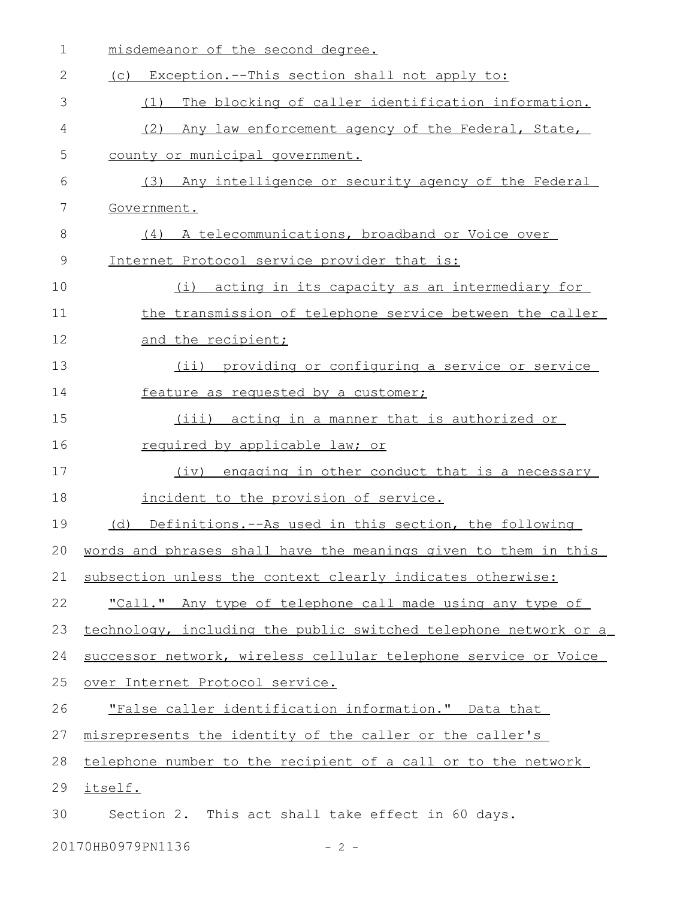misdemeanor of the second degree.

(c) Exception.--This section shall not apply to:

(1) The blocking of caller identification information.

(2) Any law enforcement agency of the Federal, State, county or municipal government.

(3) Any intelligence or security agency of the Federal Government.

(4) A telecommunications, broadband or Voice over Internet Protocol service provider that is:

(i) acting in its capacity as an intermediary for the transmission of telephone service between the caller and the recipient;

(ii) providing or configuring a service or service feature as requested by a customer;

(iii) acting in a manner that is authorized or required by applicable law; or

(iv) engaging in other conduct that is a necessary incident to the provision of service.

(d) Definitions.--As used in this section, the following words and phrases shall have the meanings given to them in this subsection unless the context clearly indicates otherwise:

"Call." Any type of telephone call made using any type of technology, including the public switched telephone network or a successor network, wireless cellular telephone service or Voice over Internet Protocol service.

"False caller identification information." Data that misrepresents the identity of the caller or the caller's telephone number to the recipient of a call or to the network itself.

Section 2. This act shall take effect in 60 days.